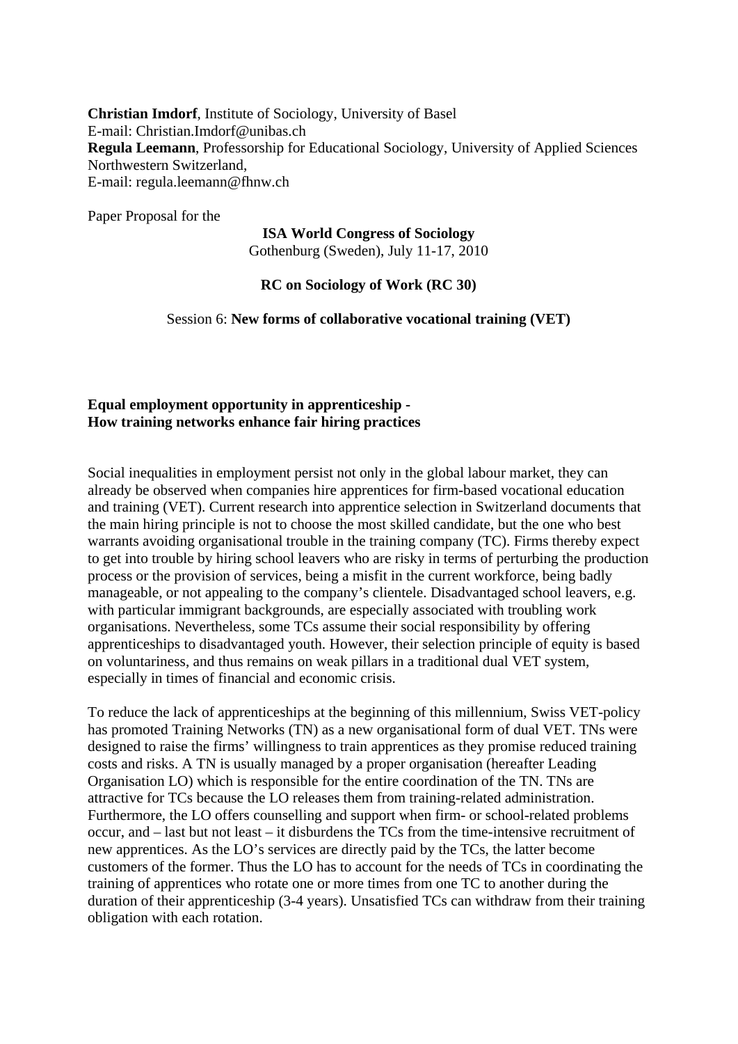**Christian Imdorf**, Institute of Sociology, University of Basel
E-mail: Christian.Imdorf@unibas.ch
**Regula Leemann**, Professorship for Educational Sociology, University of Applied Sciences Northwestern Switzerland,
E-mail: regula.leemann@fhnw.ch

Paper Proposal for the

**ISA World Congress of Sociology**
Gothenburg (Sweden), July 11-17, 2010

**RC on Sociology of Work (RC 30)**

Session 6: **New forms of collaborative vocational training (VET)**

# Equal employment opportunity in apprenticeship - How training networks enhance fair hiring practices

Social inequalities in employment persist not only in the global labour market, they can already be observed when companies hire apprentices for firm-based vocational education and training (VET). Current research into apprentice selection in Switzerland documents that the main hiring principle is not to choose the most skilled candidate, but the one who best warrants avoiding organisational trouble in the training company (TC). Firms thereby expect to get into trouble by hiring school leavers who are risky in terms of perturbing the production process or the provision of services, being a misfit in the current workforce, being badly manageable, or not appealing to the company's clientele. Disadvantaged school leavers, e.g. with particular immigrant backgrounds, are especially associated with troubling work organisations. Nevertheless, some TCs assume their social responsibility by offering apprenticeships to disadvantaged youth. However, their selection principle of equity is based on voluntariness, and thus remains on weak pillars in a traditional dual VET system, especially in times of financial and economic crisis.

To reduce the lack of apprenticeships at the beginning of this millennium, Swiss VET-policy has promoted Training Networks (TN) as a new organisational form of dual VET. TNs were designed to raise the firms' willingness to train apprentices as they promise reduced training costs and risks. A TN is usually managed by a proper organisation (hereafter Leading Organisation LO) which is responsible for the entire coordination of the TN. TNs are attractive for TCs because the LO releases them from training-related administration. Furthermore, the LO offers counselling and support when firm- or school-related problems occur, and – last but not least – it disburdens the TCs from the time-intensive recruitment of new apprentices. As the LO's services are directly paid by the TCs, the latter become customers of the former. Thus the LO has to account for the needs of TCs in coordinating the training of apprentices who rotate one or more times from one TC to another during the duration of their apprenticeship (3-4 years). Unsatisfied TCs can withdraw from their training obligation with each rotation.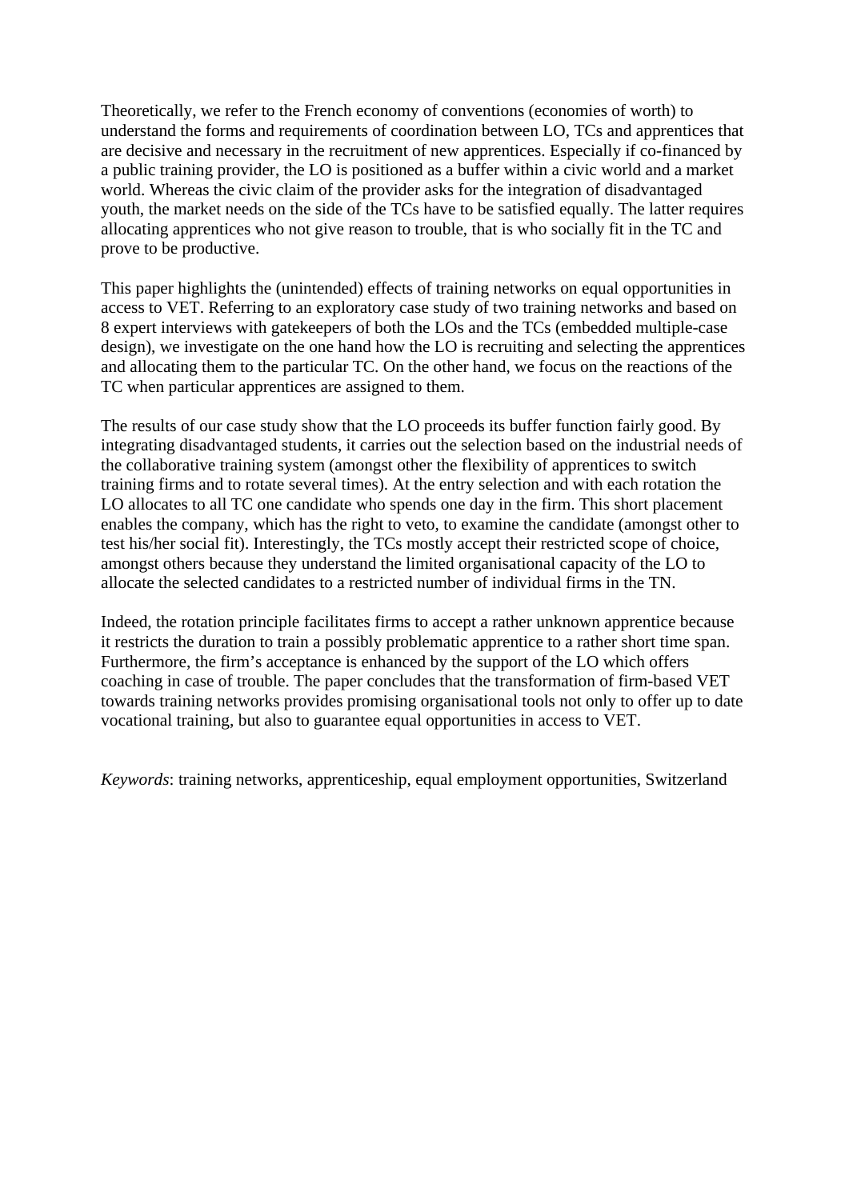Theoretically, we refer to the French economy of conventions (economies of worth) to understand the forms and requirements of coordination between LO, TCs and apprentices that are decisive and necessary in the recruitment of new apprentices. Especially if co-financed by a public training provider, the LO is positioned as a buffer within a civic world and a market world. Whereas the civic claim of the provider asks for the integration of disadvantaged youth, the market needs on the side of the TCs have to be satisfied equally. The latter requires allocating apprentices who not give reason to trouble, that is who socially fit in the TC and prove to be productive.

This paper highlights the (unintended) effects of training networks on equal opportunities in access to VET. Referring to an exploratory case study of two training networks and based on 8 expert interviews with gatekeepers of both the LOs and the TCs (embedded multiple-case design), we investigate on the one hand how the LO is recruiting and selecting the apprentices and allocating them to the particular TC. On the other hand, we focus on the reactions of the TC when particular apprentices are assigned to them.

The results of our case study show that the LO proceeds its buffer function fairly good. By integrating disadvantaged students, it carries out the selection based on the industrial needs of the collaborative training system (amongst other the flexibility of apprentices to switch training firms and to rotate several times). At the entry selection and with each rotation the LO allocates to all TC one candidate who spends one day in the firm. This short placement enables the company, which has the right to veto, to examine the candidate (amongst other to test his/her social fit). Interestingly, the TCs mostly accept their restricted scope of choice, amongst others because they understand the limited organisational capacity of the LO to allocate the selected candidates to a restricted number of individual firms in the TN.

Indeed, the rotation principle facilitates firms to accept a rather unknown apprentice because it restricts the duration to train a possibly problematic apprentice to a rather short time span. Furthermore, the firm's acceptance is enhanced by the support of the LO which offers coaching in case of trouble. The paper concludes that the transformation of firm-based VET towards training networks provides promising organisational tools not only to offer up to date vocational training, but also to guarantee equal opportunities in access to VET.

*Keywords*: training networks, apprenticeship, equal employment opportunities, Switzerland